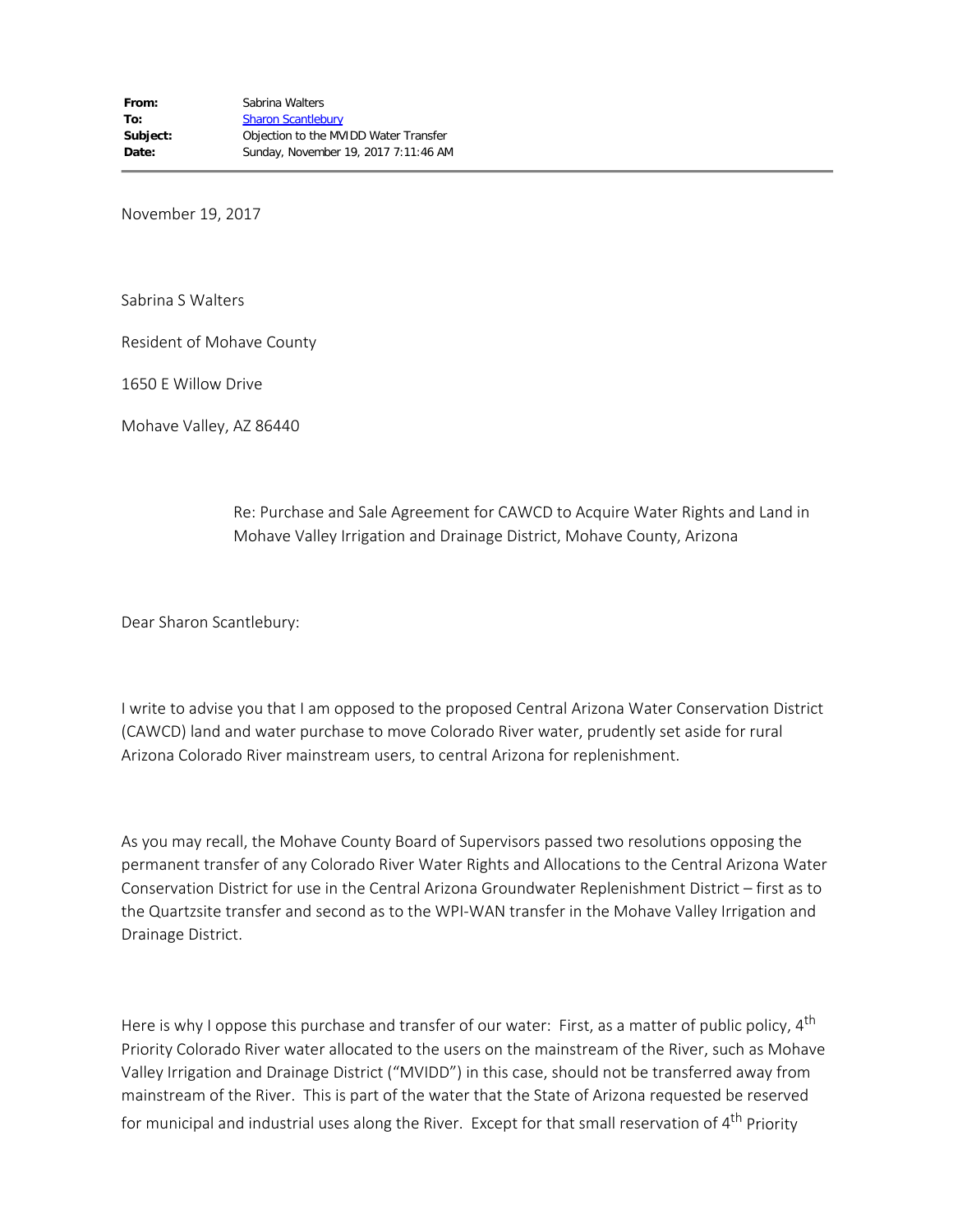**From:** Sabrina Walters
**To:** Sharon Scantlebury
**Subject:** Objection to the MVIDD Water Transfer
**Date:** Sunday, November 19, 2017 7:11:46 AM

---

November 19, 2017

Sabrina S Walters

Resident of Mohave County

1650 E Willow Drive

Mohave Valley, AZ 86440

Re: Purchase and Sale Agreement for CAWCD to Acquire Water Rights and Land in Mohave Valley Irrigation and Drainage District, Mohave County, Arizona

Dear Sharon Scantlebury:

I write to advise you that I am opposed to the proposed Central Arizona Water Conservation District (CAWCD) land and water purchase to move Colorado River water, prudently set aside for rural Arizona Colorado River mainstream users, to central Arizona for replenishment.

As you may recall, the Mohave County Board of Supervisors passed two resolutions opposing the permanent transfer of any Colorado River Water Rights and Allocations to the Central Arizona Water Conservation District for use in the Central Arizona Groundwater Replenishment District – first as to the Quartzsite transfer and second as to the WPI-WAN transfer in the Mohave Valley Irrigation and Drainage District.

Here is why I oppose this purchase and transfer of our water: First, as a matter of public policy, 4th Priority Colorado River water allocated to the users on the mainstream of the River, such as Mohave Valley Irrigation and Drainage District ("MVIDD") in this case, should not be transferred away from mainstream of the River. This is part of the water that the State of Arizona requested be reserved for municipal and industrial uses along the River. Except for that small reservation of 4th Priority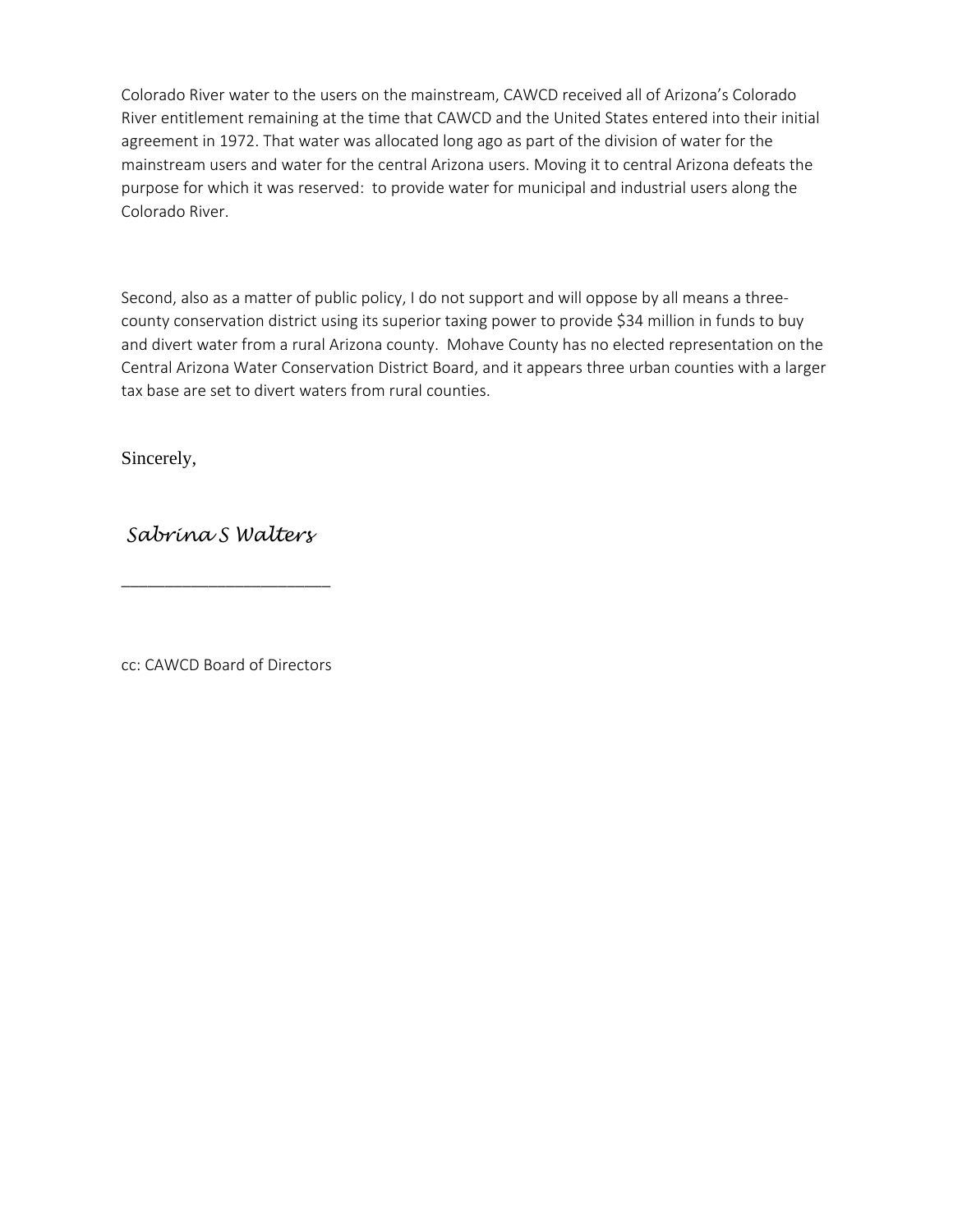Colorado River water to the users on the mainstream, CAWCD received all of Arizona's Colorado River entitlement remaining at the time that CAWCD and the United States entered into their initial agreement in 1972. That water was allocated long ago as part of the division of water for the mainstream users and water for the central Arizona users. Moving it to central Arizona defeats the purpose for which it was reserved: to provide water for municipal and industrial users along the Colorado River.

Second, also as a matter of public policy, I do not support and will oppose by all means a three-county conservation district using its superior taxing power to provide $34 million in funds to buy and divert water from a rural Arizona county. Mohave County has no elected representation on the Central Arizona Water Conservation District Board, and it appears three urban counties with a larger tax base are set to divert waters from rural counties.

Sincerely,

*Sabrina S Walters*

______________________

cc: CAWCD Board of Directors